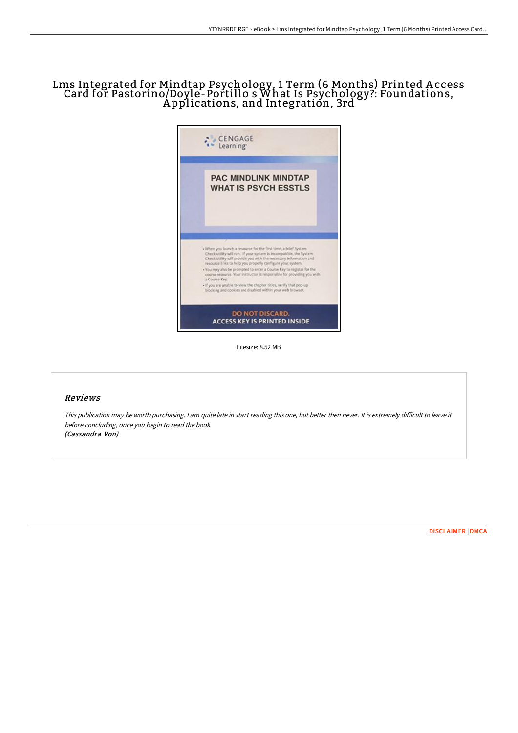# Lms Integrated for Mindtap Psychology, 1 Term (6 Months) Printed Access Card for Pastorino/Doyle-Portillo s What Is Psychology?: Foundations, Applications, and Integration, 3rd

Filesize: 8.52 MB

## Reviews

*This publication may be worth purchasing. I am quite late in start reading this one, but better then never. It is extremely difficult to leave it before concluding, once you begin to read the book.*
*(Cassandra Von)*

DISCLAIMER | DMCA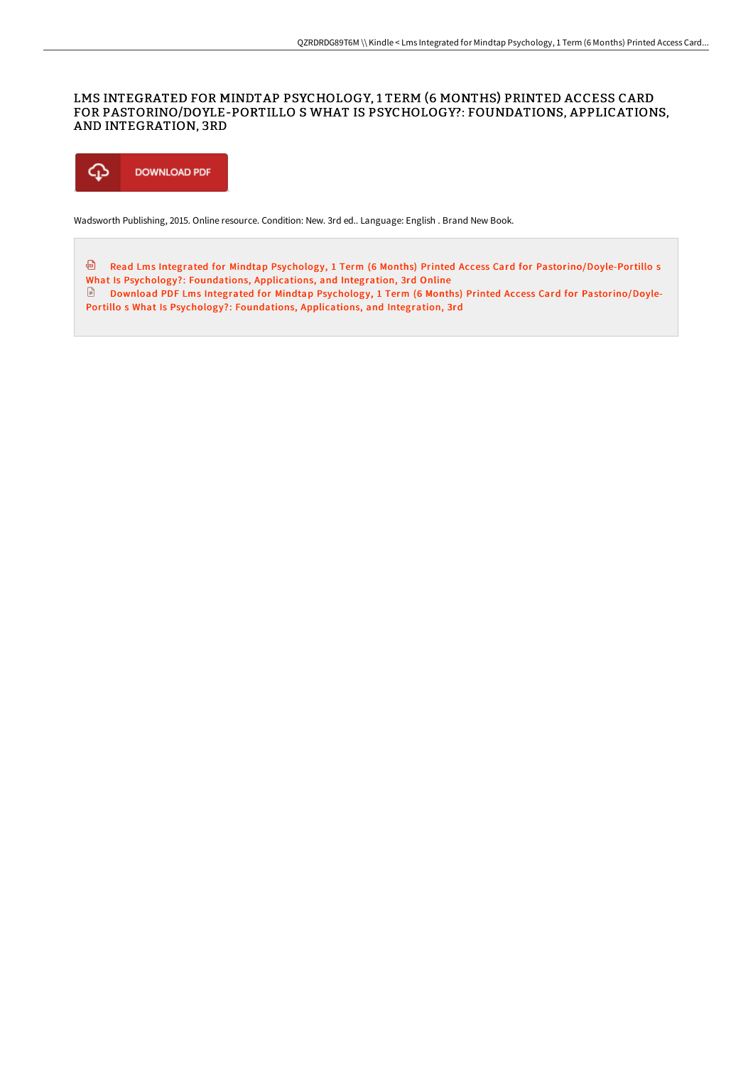# LMS INTEGRATED FOR MINDTAP PSYCHOLOGY, 1 TERM (6 MONTHS) PRINTED ACCESS CARD FOR PASTORINO/DOYLE-PORTILLO S WHAT IS PSYCHOLOGY?: FOUNDATIONS, APPLICATIONS, AND INTEGRATION, 3RD

DOWNLOAD PDF

Wadsworth Publishing, 2015. Online resource. Condition: New. 3rd ed.. Language: English . Brand New Book.

Read Lms Integrated for Mindtap Psychology, 1 Term (6 Months) Printed Access Card for Pastorino/Doyle-Portillo s What Is Psychology?: Foundations, Applications, and Integration, 3rd Online

Download PDF Lms Integrated for Mindtap Psychology, 1 Term (6 Months) Printed Access Card for Pastorino/Doyle-Portillo s What Is Psychology?: Foundations, Applications, and Integration, 3rd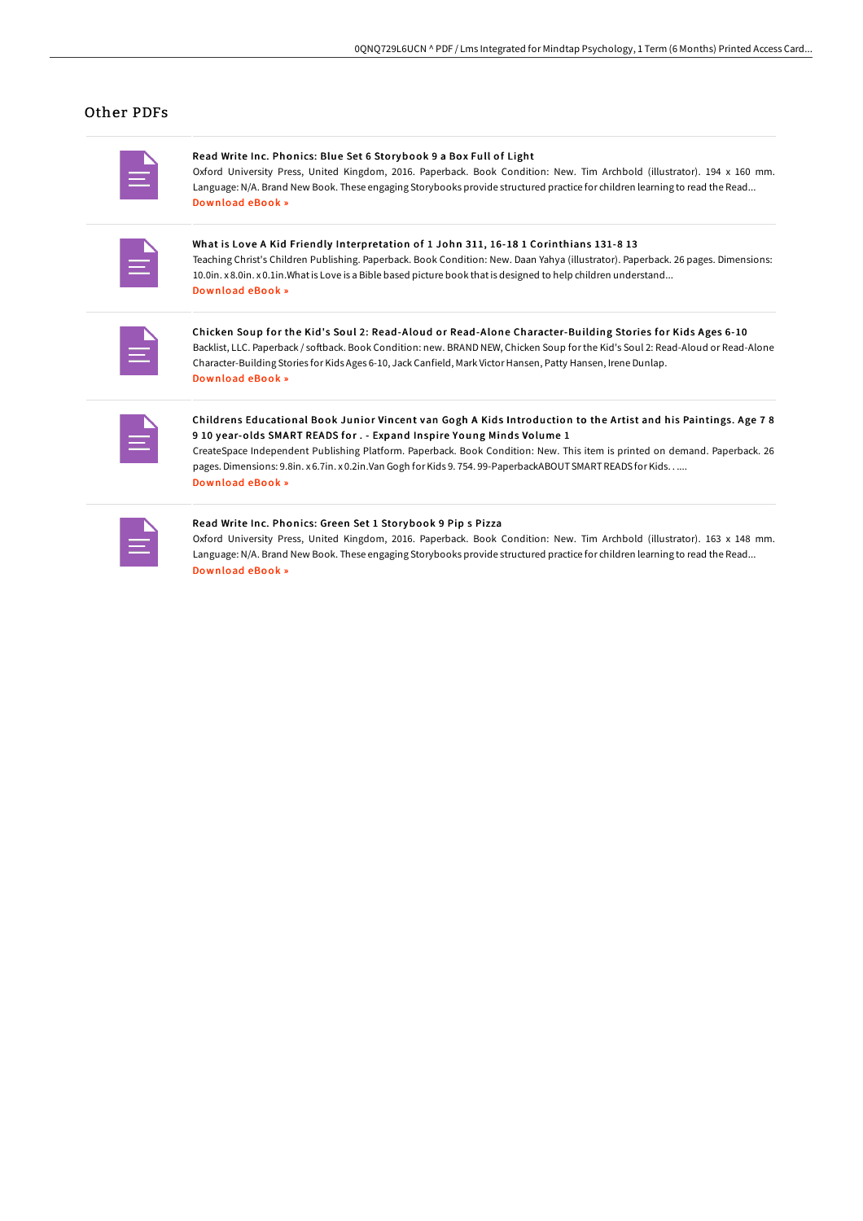## Other PDFs

**Read Write Inc. Phonics: Blue Set 6 Storybook 9 a Box Full of Light**

Oxford University Press, United Kingdom, 2016. Paperback. Book Condition: New. Tim Archbold (illustrator). 194 x 160 mm. Language: N/A. Brand New Book. These engaging Storybooks provide structured practice for children learning to read the Read...

Download eBook »

**What is Love A Kid Friendly Interpretation of 1 John 311, 16-18 1 Corinthians 131-8 13**

Teaching Christ's Children Publishing. Paperback. Book Condition: New. Daan Yahya (illustrator). Paperback. 26 pages. Dimensions: 10.0in. x 8.0in. x 0.1in.What is Love is a Bible based picture book that is designed to help children understand...

Download eBook »

**Chicken Soup for the Kid's Soul 2: Read-Aloud or Read-Alone Character-Building Stories for Kids Ages 6-10**

Backlist, LLC. Paperback / softback. Book Condition: new. BRAND NEW, Chicken Soup for the Kid's Soul 2: Read-Aloud or Read-Alone Character-Building Stories for Kids Ages 6-10, Jack Canfield, Mark Victor Hansen, Patty Hansen, Irene Dunlap.

Download eBook »

**Childrens Educational Book Junior Vincent van Gogh A Kids Introduction to the Artist and his Paintings. Age 7 8 9 10 year-olds SMART READS for . - Expand Inspire Young Minds Volume 1**

CreateSpace Independent Publishing Platform. Paperback. Book Condition: New. This item is printed on demand. Paperback. 26 pages. Dimensions: 9.8in. x 6.7in. x 0.2in.Van Gogh for Kids 9. 754. 99-PaperbackABOUT SMART READS for Kids. . ....

Download eBook »

**Read Write Inc. Phonics: Green Set 1 Storybook 9 Pip s Pizza**

Oxford University Press, United Kingdom, 2016. Paperback. Book Condition: New. Tim Archbold (illustrator). 163 x 148 mm. Language: N/A. Brand New Book. These engaging Storybooks provide structured practice for children learning to read the Read...

Download eBook »